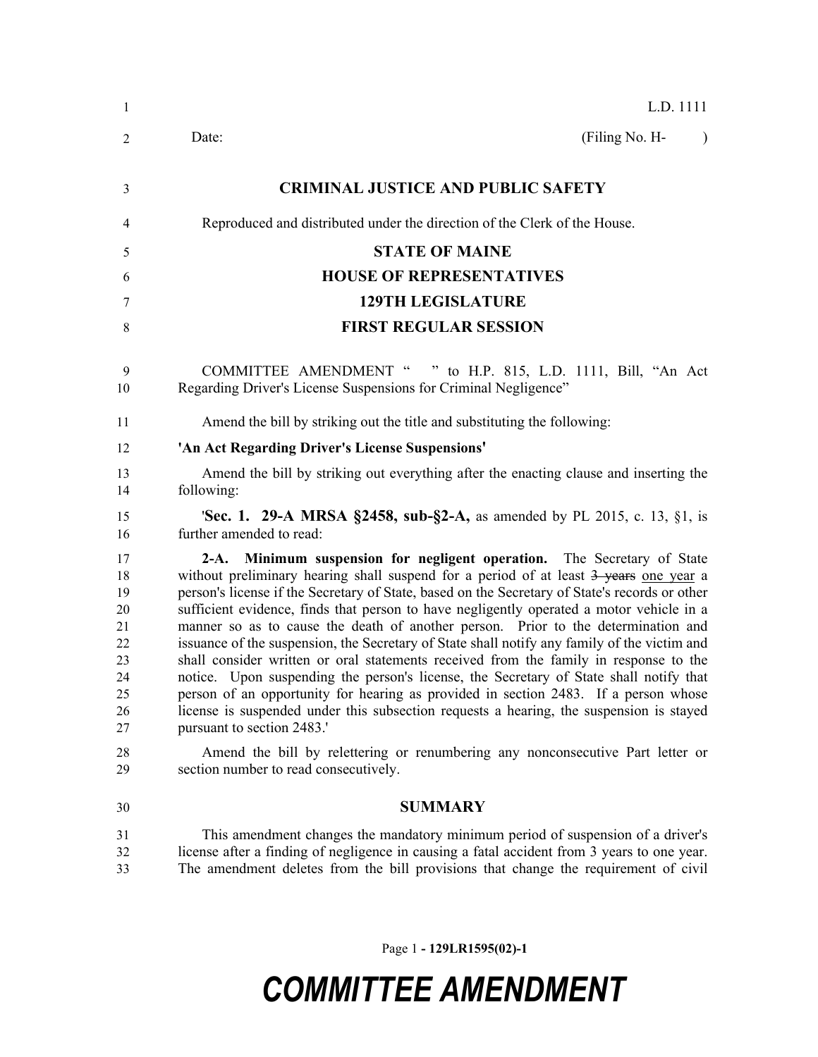L.D. 1111

Date: (Filing No. H- )

# CRIMINAL JUSTICE AND PUBLIC SAFETY

Reproduced and distributed under the direction of the Clerk of the House.

## STATE OF MAINE
## HOUSE OF REPRESENTATIVES
## 129TH LEGISLATURE
## FIRST REGULAR SESSION

COMMITTEE AMENDMENT " " to H.P. 815, L.D. 1111, Bill, "An Act Regarding Driver's License Suspensions for Criminal Negligence"

Amend the bill by striking out the title and substituting the following:

**'An Act Regarding Driver's License Suspensions'**

Amend the bill by striking out everything after the enacting clause and inserting the following:

'**Sec. 1. 29-A MRSA §2458, sub-§2-A,** as amended by PL 2015, c. 13, §1, is further amended to read:

**2-A. Minimum suspension for negligent operation.** The Secretary of State without preliminary hearing shall suspend for a period of at least ~~3 years~~ one year a person's license if the Secretary of State, based on the Secretary of State's records or other sufficient evidence, finds that person to have negligently operated a motor vehicle in a manner so as to cause the death of another person. Prior to the determination and issuance of the suspension, the Secretary of State shall notify any family of the victim and shall consider written or oral statements received from the family in response to the notice. Upon suspending the person's license, the Secretary of State shall notify that person of an opportunity for hearing as provided in section 2483. If a person whose license is suspended under this subsection requests a hearing, the suspension is stayed pursuant to section 2483.'

Amend the bill by relettering or renumbering any nonconsecutive Part letter or section number to read consecutively.

## SUMMARY

This amendment changes the mandatory minimum period of suspension of a driver's license after a finding of negligence in causing a fatal accident from 3 years to one year. The amendment deletes from the bill provisions that change the requirement of civil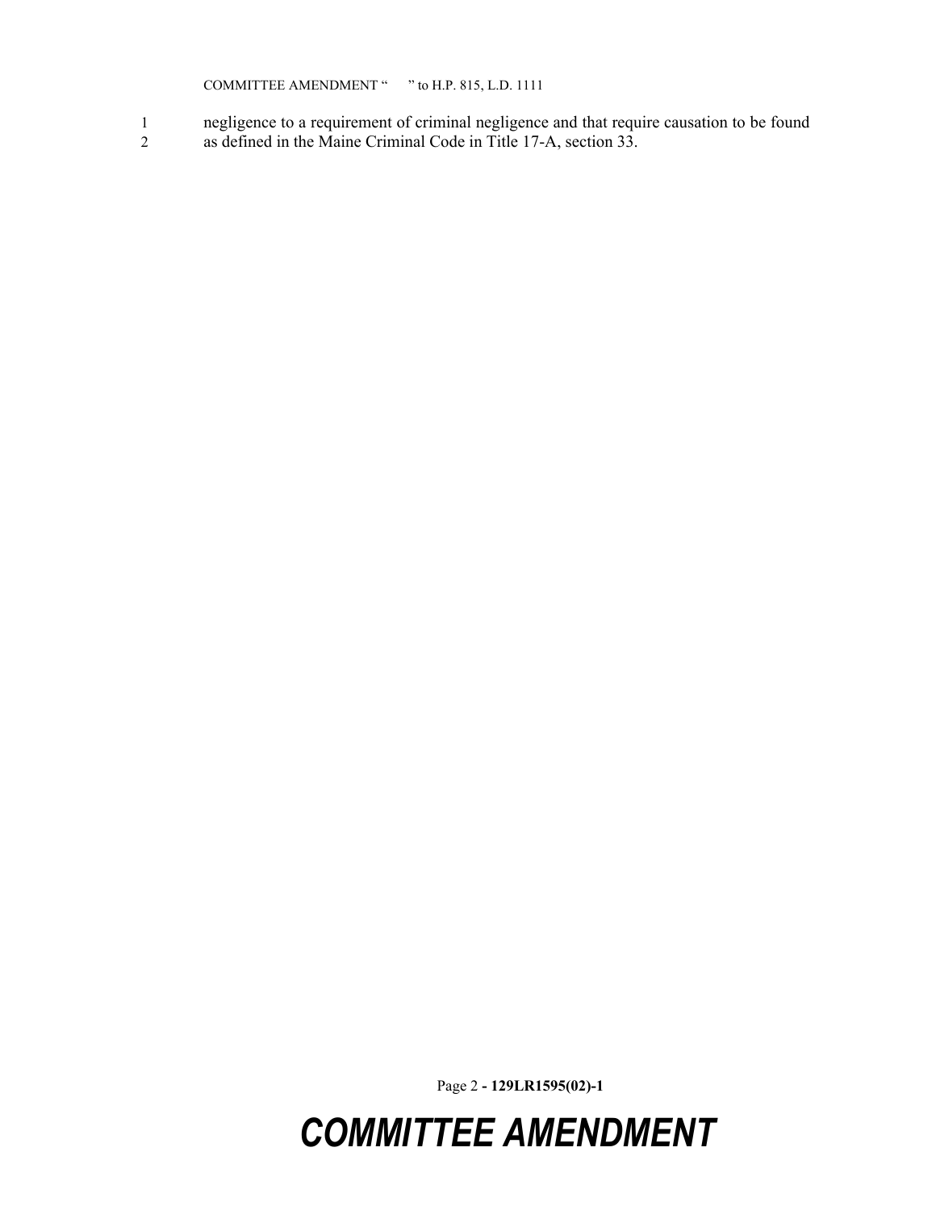negligence to a requirement of criminal negligence and that require causation to be found as defined in the Maine Criminal Code in Title 17-A, section 33.